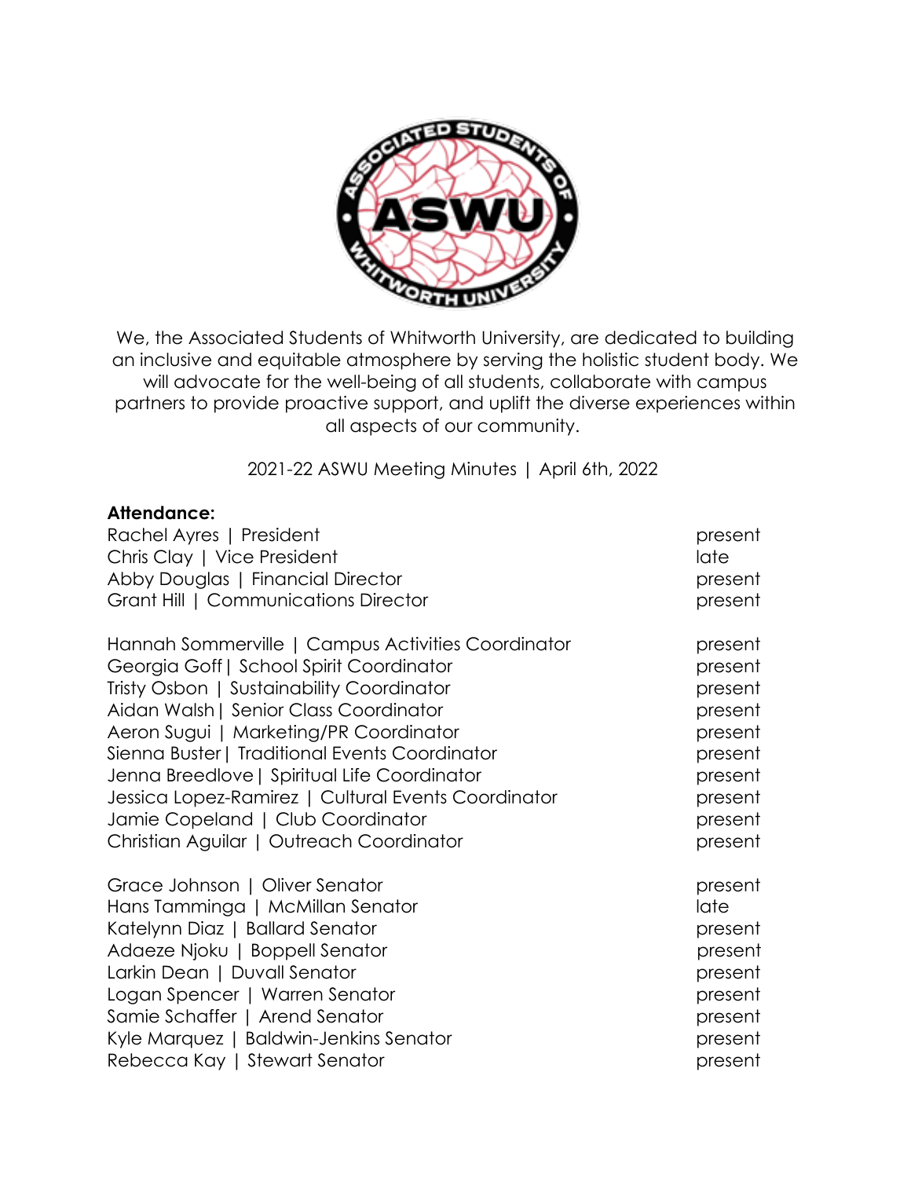We, the Associated Students of Whitworth University, are dedicated to building an inclusive and equitable atmosphere by serving the holistic student body. We will advocate for the well-being of all students, collaborate with campus partners to provide proactive support, and uplift the diverse experiences within all aspects of our community.

2021-22 ASWU Meeting Minutes | April 6th, 2022

**Attendance:**

| | |
|---|---|
| Rachel Ayres \| President | present |
| Chris Clay \| Vice President | late |
| Abby Douglas \| Financial Director | present |
| Grant Hill \| Communications Director | present |
| | |
| Hannah Sommerville \| Campus Activities Coordinator | present |
| Georgia Goff \| School Spirit Coordinator | present |
| Tristy Osbon \| Sustainability Coordinator | present |
| Aidan Walsh \| Senior Class Coordinator | present |
| Aeron Sugui \| Marketing/PR Coordinator | present |
| Sienna Buster \| Traditional Events Coordinator | present |
| Jenna Breedlove \| Spiritual Life Coordinator | present |
| Jessica Lopez-Ramirez \| Cultural Events Coordinator | present |
| Jamie Copeland \| Club Coordinator | present |
| Christian Aguilar \| Outreach Coordinator | present |
| | |
| Grace Johnson \| Oliver Senator | present |
| Hans Tamminga \| McMillan Senator | late |
| Katelynn Diaz \| Ballard Senator | present |
| Adaeze Njoku \| Boppell Senator | present |
| Larkin Dean \| Duvall Senator | present |
| Logan Spencer \| Warren Senator | present |
| Samie Schaffer \| Arend Senator | present |
| Kyle Marquez \| Baldwin-Jenkins Senator | present |
| Rebecca Kay \| Stewart Senator | present |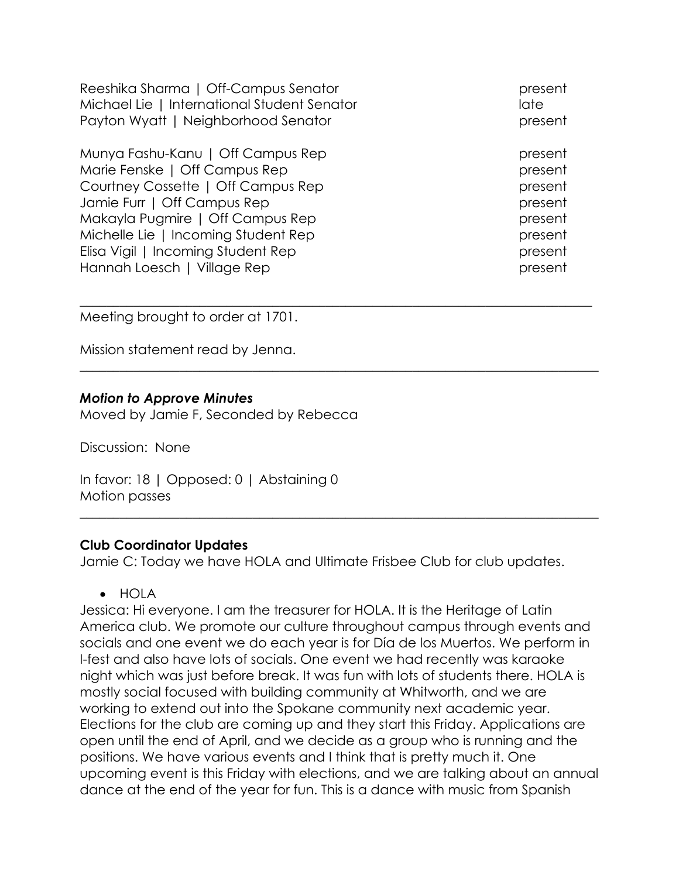| | |
|---|---|
| Reeshika Sharma \| Off-Campus Senator | present |
| Michael Lie \| International Student Senator | late |
| Payton Wyatt \| Neighborhood Senator | present |
| | |
| Munya Fashu-Kanu \| Off Campus Rep | present |
| Marie Fenske \| Off Campus Rep | present |
| Courtney Cossette \| Off Campus Rep | present |
| Jamie Furr \| Off Campus Rep | present |
| Makayla Pugmire \| Off Campus Rep | present |
| Michelle Lie \| Incoming Student Rep | present |
| Elisa Vigil \| Incoming Student Rep | present |
| Hannah Loesch \| Village Rep | present |

---

Meeting brought to order at 1701.

Mission statement read by Jenna.

---

***Motion to Approve Minutes***
Moved by Jamie F, Seconded by Rebecca

Discussion: None

In favor: 18 | Opposed: 0 | Abstaining 0
Motion passes

---

**Club Coordinator Updates**
Jamie C: Today we have HOLA and Ultimate Frisbee Club for club updates.

- HOLA

Jessica: Hi everyone. I am the treasurer for HOLA. It is the Heritage of Latin America club. We promote our culture throughout campus through events and socials and one event we do each year is for Día de los Muertos. We perform in I-fest and also have lots of socials. One event we had recently was karaoke night which was just before break. It was fun with lots of students there. HOLA is mostly social focused with building community at Whitworth, and we are working to extend out into the Spokane community next academic year. Elections for the club are coming up and they start this Friday. Applications are open until the end of April, and we decide as a group who is running and the positions. We have various events and I think that is pretty much it. One upcoming event is this Friday with elections, and we are talking about an annual dance at the end of the year for fun. This is a dance with music from Spanish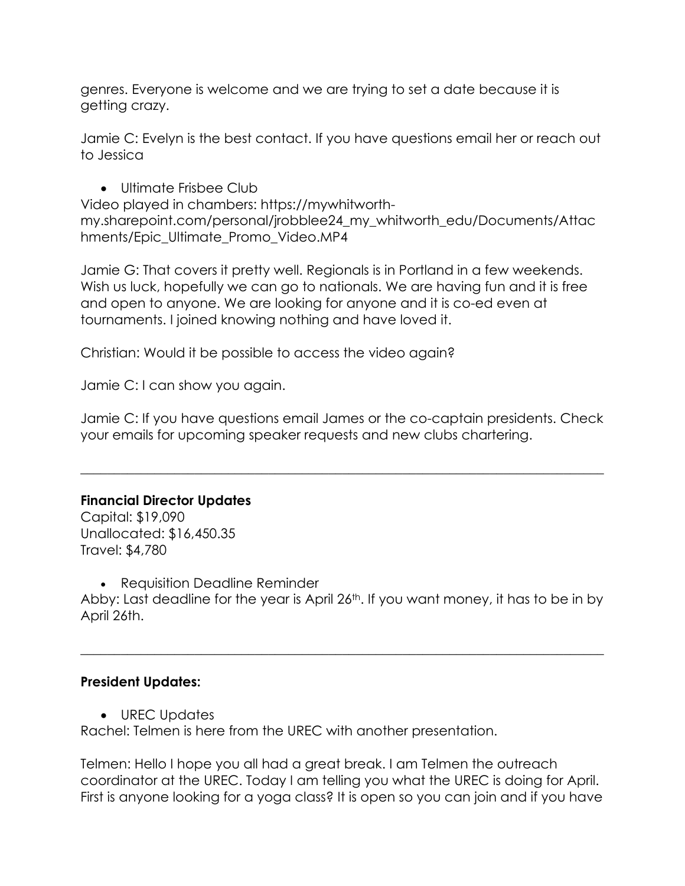genres. Everyone is welcome and we are trying to set a date because it is getting crazy.

Jamie C: Evelyn is the best contact. If you have questions email her or reach out to Jessica

- Ultimate Frisbee Club

Video played in chambers: https://mywhitworth-my.sharepoint.com/personal/jrobblee24_my_whitworth_edu/Documents/Attachments/Epic_Ultimate_Promo_Video.MP4

Jamie G: That covers it pretty well. Regionals is in Portland in a few weekends. Wish us luck, hopefully we can go to nationals. We are having fun and it is free and open to anyone. We are looking for anyone and it is co-ed even at tournaments. I joined knowing nothing and have loved it.

Christian: Would it be possible to access the video again?

Jamie C: I can show you again.

Jamie C: If you have questions email James or the co-captain presidents. Check your emails for upcoming speaker requests and new clubs chartering.

---

**Financial Director Updates**

Capital: $19,090
Unallocated: $16,450.35
Travel: $4,780

- Requisition Deadline Reminder

Abby: Last deadline for the year is April 26th. If you want money, it has to be in by April 26th.

---

**President Updates:**

- UREC Updates

Rachel: Telmen is here from the UREC with another presentation.

Telmen: Hello I hope you all had a great break. I am Telmen the outreach coordinator at the UREC. Today I am telling you what the UREC is doing for April. First is anyone looking for a yoga class? It is open so you can join and if you have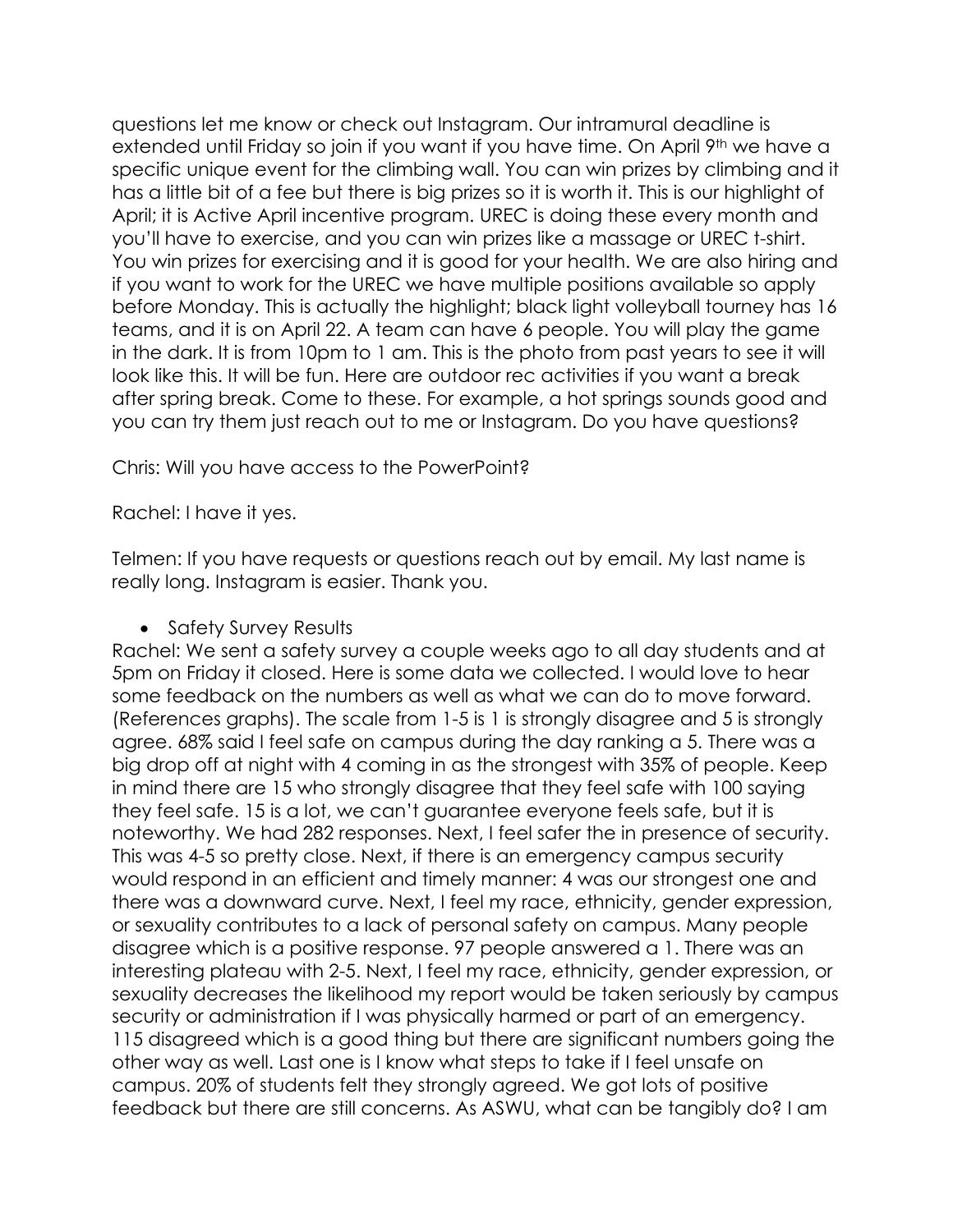questions let me know or check out Instagram. Our intramural deadline is extended until Friday so join if you want if you have time. On April 9th we have a specific unique event for the climbing wall. You can win prizes by climbing and it has a little bit of a fee but there is big prizes so it is worth it. This is our highlight of April; it is Active April incentive program. UREC is doing these every month and you'll have to exercise, and you can win prizes like a massage or UREC t-shirt. You win prizes for exercising and it is good for your health. We are also hiring and if you want to work for the UREC we have multiple positions available so apply before Monday. This is actually the highlight; black light volleyball tourney has 16 teams, and it is on April 22. A team can have 6 people. You will play the game in the dark. It is from 10pm to 1 am. This is the photo from past years to see it will look like this. It will be fun. Here are outdoor rec activities if you want a break after spring break. Come to these. For example, a hot springs sounds good and you can try them just reach out to me or Instagram. Do you have questions?

Chris: Will you have access to the PowerPoint?

Rachel: I have it yes.

Telmen: If you have requests or questions reach out by email. My last name is really long. Instagram is easier. Thank you.

- Safety Survey Results

Rachel: We sent a safety survey a couple weeks ago to all day students and at 5pm on Friday it closed. Here is some data we collected. I would love to hear some feedback on the numbers as well as what we can do to move forward. (References graphs). The scale from 1-5 is 1 is strongly disagree and 5 is strongly agree. 68% said I feel safe on campus during the day ranking a 5. There was a big drop off at night with 4 coming in as the strongest with 35% of people. Keep in mind there are 15 who strongly disagree that they feel safe with 100 saying they feel safe. 15 is a lot, we can't guarantee everyone feels safe, but it is noteworthy. We had 282 responses. Next, I feel safer the in presence of security. This was 4-5 so pretty close. Next, if there is an emergency campus security would respond in an efficient and timely manner: 4 was our strongest one and there was a downward curve. Next, I feel my race, ethnicity, gender expression, or sexuality contributes to a lack of personal safety on campus. Many people disagree which is a positive response. 97 people answered a 1. There was an interesting plateau with 2-5. Next, I feel my race, ethnicity, gender expression, or sexuality decreases the likelihood my report would be taken seriously by campus security or administration if I was physically harmed or part of an emergency. 115 disagreed which is a good thing but there are significant numbers going the other way as well. Last one is I know what steps to take if I feel unsafe on campus. 20% of students felt they strongly agreed. We got lots of positive feedback but there are still concerns. As ASWU, what can be tangibly do? I am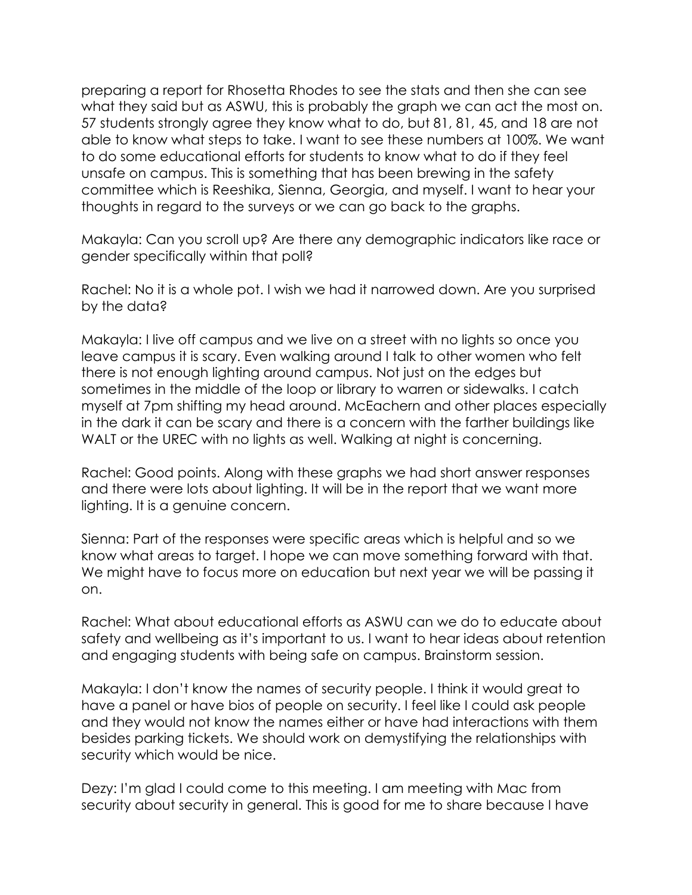preparing a report for Rhosetta Rhodes to see the stats and then she can see what they said but as ASWU, this is probably the graph we can act the most on. 57 students strongly agree they know what to do, but 81, 81, 45, and 18 are not able to know what steps to take. I want to see these numbers at 100%. We want to do some educational efforts for students to know what to do if they feel unsafe on campus. This is something that has been brewing in the safety committee which is Reeshika, Sienna, Georgia, and myself. I want to hear your thoughts in regard to the surveys or we can go back to the graphs.

Makayla: Can you scroll up? Are there any demographic indicators like race or gender specifically within that poll?

Rachel: No it is a whole pot. I wish we had it narrowed down. Are you surprised by the data?

Makayla: I live off campus and we live on a street with no lights so once you leave campus it is scary. Even walking around I talk to other women who felt there is not enough lighting around campus. Not just on the edges but sometimes in the middle of the loop or library to warren or sidewalks. I catch myself at 7pm shifting my head around. McEachern and other places especially in the dark it can be scary and there is a concern with the farther buildings like WALT or the UREC with no lights as well. Walking at night is concerning.

Rachel: Good points. Along with these graphs we had short answer responses and there were lots about lighting. It will be in the report that we want more lighting. It is a genuine concern.

Sienna: Part of the responses were specific areas which is helpful and so we know what areas to target. I hope we can move something forward with that. We might have to focus more on education but next year we will be passing it on.

Rachel: What about educational efforts as ASWU can we do to educate about safety and wellbeing as it's important to us. I want to hear ideas about retention and engaging students with being safe on campus. Brainstorm session.

Makayla: I don't know the names of security people. I think it would great to have a panel or have bios of people on security. I feel like I could ask people and they would not know the names either or have had interactions with them besides parking tickets. We should work on demystifying the relationships with security which would be nice.

Dezy: I'm glad I could come to this meeting. I am meeting with Mac from security about security in general. This is good for me to share because I have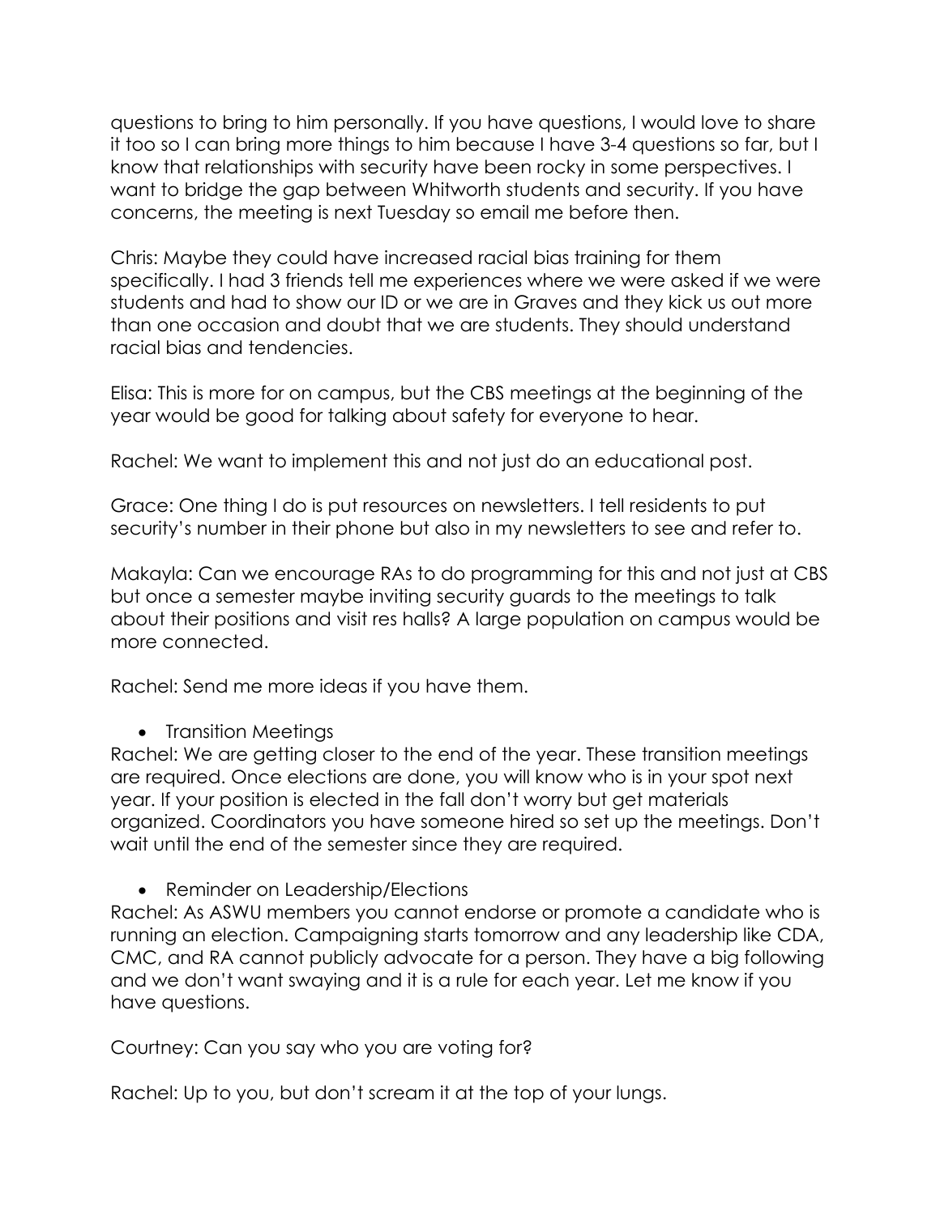questions to bring to him personally. If you have questions, I would love to share it too so I can bring more things to him because I have 3-4 questions so far, but I know that relationships with security have been rocky in some perspectives. I want to bridge the gap between Whitworth students and security. If you have concerns, the meeting is next Tuesday so email me before then.

Chris: Maybe they could have increased racial bias training for them specifically. I had 3 friends tell me experiences where we were asked if we were students and had to show our ID or we are in Graves and they kick us out more than one occasion and doubt that we are students. They should understand racial bias and tendencies.

Elisa: This is more for on campus, but the CBS meetings at the beginning of the year would be good for talking about safety for everyone to hear.

Rachel: We want to implement this and not just do an educational post.

Grace: One thing I do is put resources on newsletters. I tell residents to put security's number in their phone but also in my newsletters to see and refer to.

Makayla: Can we encourage RAs to do programming for this and not just at CBS but once a semester maybe inviting security guards to the meetings to talk about their positions and visit res halls? A large population on campus would be more connected.

Rachel: Send me more ideas if you have them.

- Transition Meetings

Rachel: We are getting closer to the end of the year. These transition meetings are required. Once elections are done, you will know who is in your spot next year. If your position is elected in the fall don't worry but get materials organized. Coordinators you have someone hired so set up the meetings. Don't wait until the end of the semester since they are required.

- Reminder on Leadership/Elections

Rachel: As ASWU members you cannot endorse or promote a candidate who is running an election. Campaigning starts tomorrow and any leadership like CDA, CMC, and RA cannot publicly advocate for a person. They have a big following and we don't want swaying and it is a rule for each year. Let me know if you have questions.

Courtney: Can you say who you are voting for?

Rachel: Up to you, but don't scream it at the top of your lungs.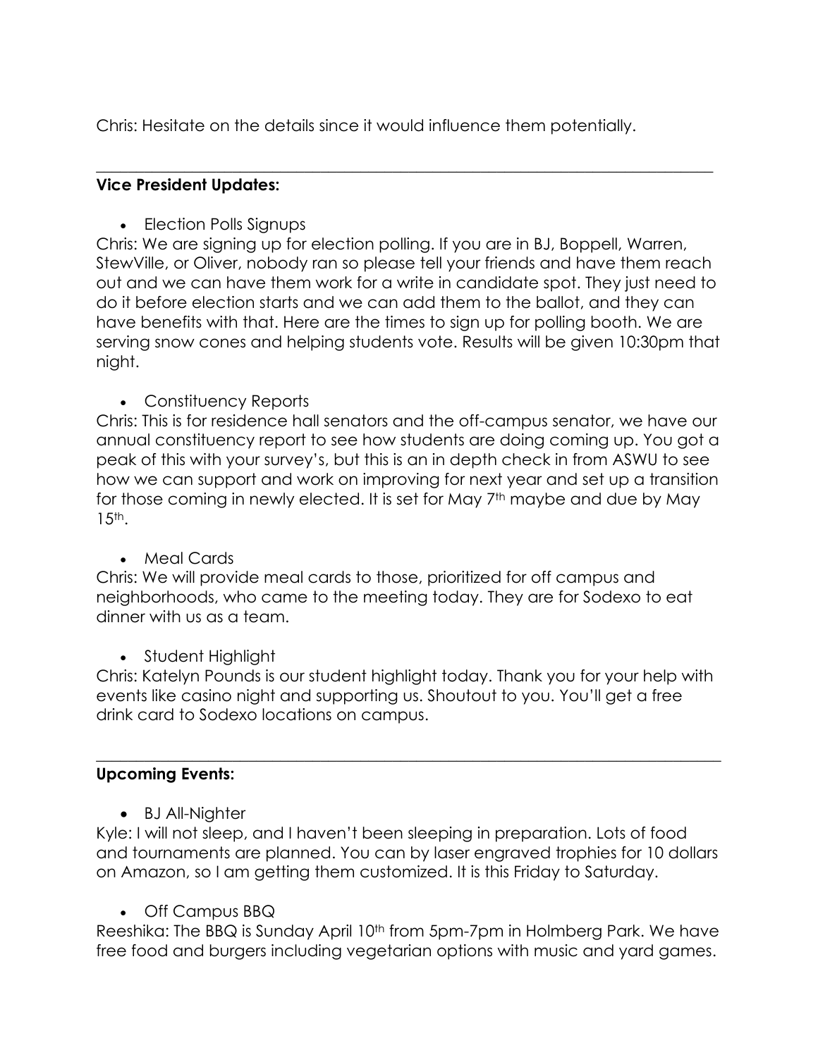Chris: Hesitate on the details since it would influence them potentially.

---

**Vice President Updates:**

- Election Polls Signups

Chris: We are signing up for election polling. If you are in BJ, Boppell, Warren, StewVille, or Oliver, nobody ran so please tell your friends and have them reach out and we can have them work for a write in candidate spot. They just need to do it before election starts and we can add them to the ballot, and they can have benefits with that. Here are the times to sign up for polling booth. We are serving snow cones and helping students vote. Results will be given 10:30pm that night.

- Constituency Reports

Chris: This is for residence hall senators and the off-campus senator, we have our annual constituency report to see how students are doing coming up. You got a peak of this with your survey's, but this is an in depth check in from ASWU to see how we can support and work on improving for next year and set up a transition for those coming in newly elected. It is set for May 7th maybe and due by May 15th.

- Meal Cards

Chris: We will provide meal cards to those, prioritized for off campus and neighborhoods, who came to the meeting today. They are for Sodexo to eat dinner with us as a team.

- Student Highlight

Chris: Katelyn Pounds is our student highlight today. Thank you for your help with events like casino night and supporting us. Shoutout to you. You'll get a free drink card to Sodexo locations on campus.

---

**Upcoming Events:**

- BJ All-Nighter

Kyle: I will not sleep, and I haven't been sleeping in preparation. Lots of food and tournaments are planned. You can by laser engraved trophies for 10 dollars on Amazon, so I am getting them customized. It is this Friday to Saturday.

- Off Campus BBQ

Reeshika: The BBQ is Sunday April 10th from 5pm-7pm in Holmberg Park. We have free food and burgers including vegetarian options with music and yard games.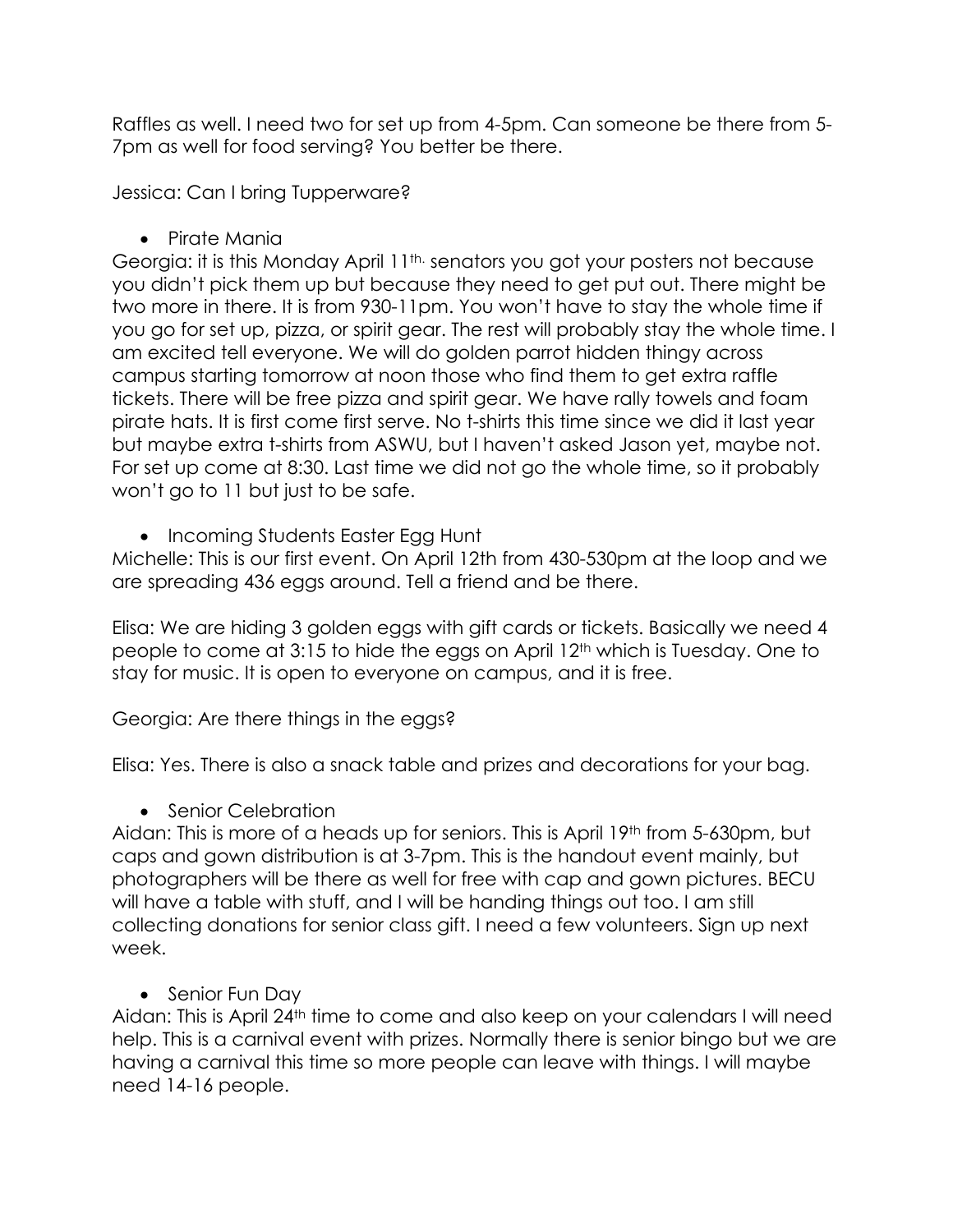Raffles as well. I need two for set up from 4-5pm. Can someone be there from 5-7pm as well for food serving? You better be there.

Jessica: Can I bring Tupperware?

- Pirate Mania

Georgia: it is this Monday April 11th. senators you got your posters not because you didn't pick them up but because they need to get put out. There might be two more in there. It is from 930-11pm. You won't have to stay the whole time if you go for set up, pizza, or spirit gear. The rest will probably stay the whole time. I am excited tell everyone. We will do golden parrot hidden thingy across campus starting tomorrow at noon those who find them to get extra raffle tickets. There will be free pizza and spirit gear. We have rally towels and foam pirate hats. It is first come first serve. No t-shirts this time since we did it last year but maybe extra t-shirts from ASWU, but I haven't asked Jason yet, maybe not. For set up come at 8:30. Last time we did not go the whole time, so it probably won't go to 11 but just to be safe.

- Incoming Students Easter Egg Hunt

Michelle: This is our first event. On April 12th from 430-530pm at the loop and we are spreading 436 eggs around. Tell a friend and be there.

Elisa: We are hiding 3 golden eggs with gift cards or tickets. Basically we need 4 people to come at 3:15 to hide the eggs on April 12th which is Tuesday. One to stay for music. It is open to everyone on campus, and it is free.

Georgia: Are there things in the eggs?

Elisa: Yes. There is also a snack table and prizes and decorations for your bag.

- Senior Celebration

Aidan: This is more of a heads up for seniors. This is April 19th from 5-630pm, but caps and gown distribution is at 3-7pm. This is the handout event mainly, but photographers will be there as well for free with cap and gown pictures. BECU will have a table with stuff, and I will be handing things out too. I am still collecting donations for senior class gift. I need a few volunteers. Sign up next week.

- Senior Fun Day

Aidan: This is April 24th time to come and also keep on your calendars I will need help. This is a carnival event with prizes. Normally there is senior bingo but we are having a carnival this time so more people can leave with things. I will maybe need 14-16 people.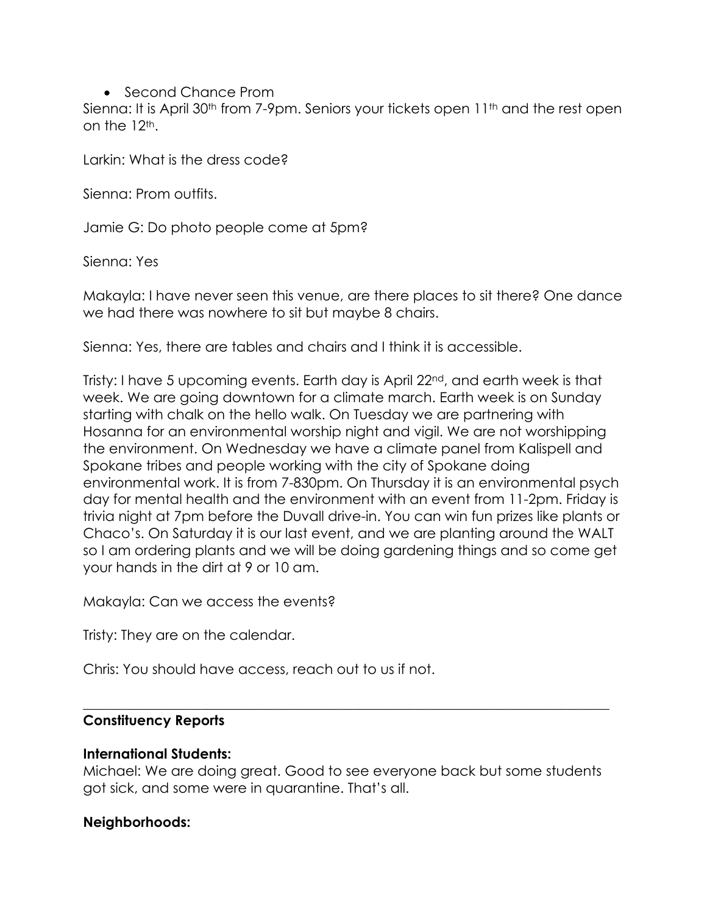- Second Chance Prom

Sienna: It is April 30th from 7-9pm. Seniors your tickets open 11th and the rest open on the 12th.

Larkin: What is the dress code?

Sienna: Prom outfits.

Jamie G: Do photo people come at 5pm?

Sienna: Yes

Makayla: I have never seen this venue, are there places to sit there? One dance we had there was nowhere to sit but maybe 8 chairs.

Sienna: Yes, there are tables and chairs and I think it is accessible.

Tristy: I have 5 upcoming events. Earth day is April 22nd, and earth week is that week. We are going downtown for a climate march. Earth week is on Sunday starting with chalk on the hello walk. On Tuesday we are partnering with Hosanna for an environmental worship night and vigil. We are not worshipping the environment. On Wednesday we have a climate panel from Kalispell and Spokane tribes and people working with the city of Spokane doing environmental work. It is from 7-830pm. On Thursday it is an environmental psych day for mental health and the environment with an event from 11-2pm. Friday is trivia night at 7pm before the Duvall drive-in. You can win fun prizes like plants or Chaco's. On Saturday it is our last event, and we are planting around the WALT so I am ordering plants and we will be doing gardening things and so come get your hands in the dirt at 9 or 10 am.

Makayla: Can we access the events?

Tristy: They are on the calendar.

Chris: You should have access, reach out to us if not.

---

**Constituency Reports**

**International Students:**
Michael: We are doing great. Good to see everyone back but some students got sick, and some were in quarantine. That's all.

**Neighborhoods:**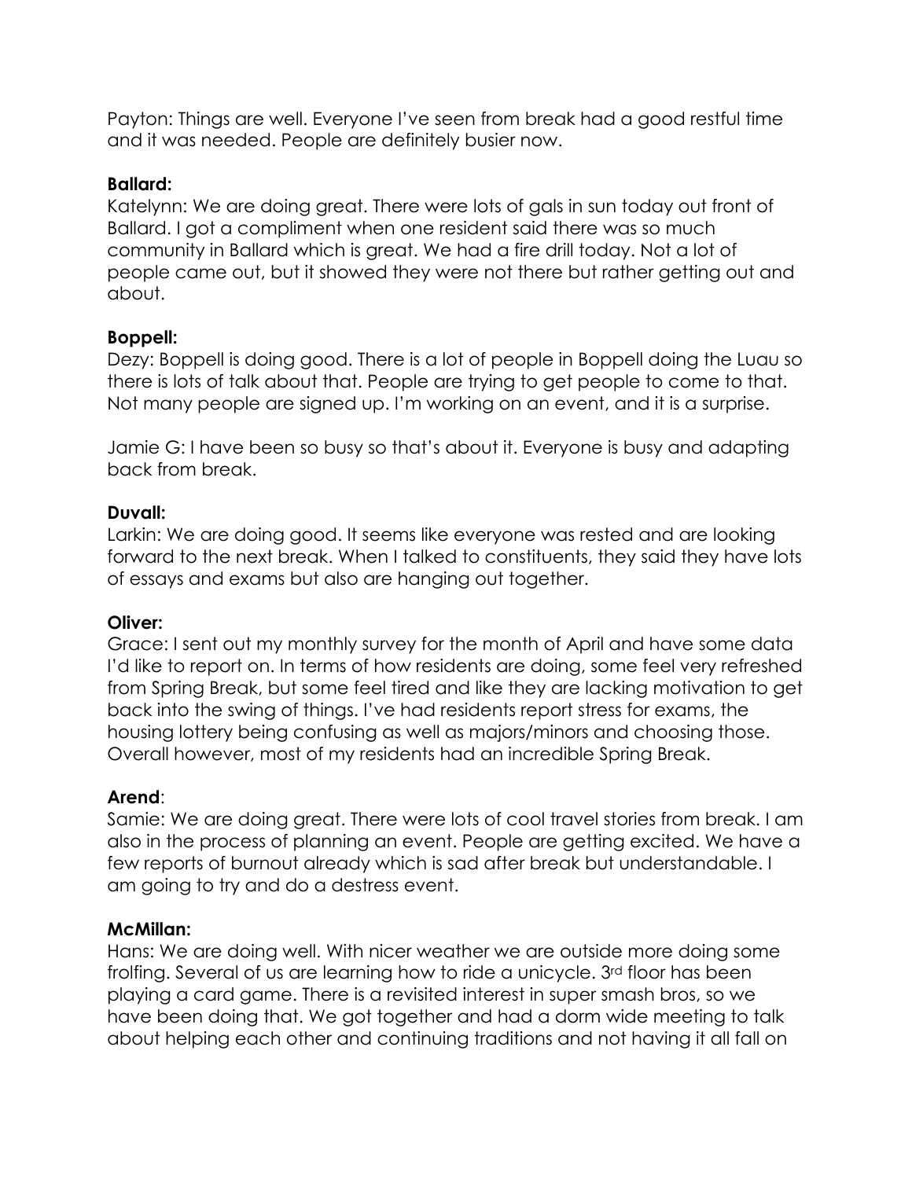Payton: Things are well. Everyone I've seen from break had a good restful time and it was needed. People are definitely busier now.

**Ballard:**

Katelynn: We are doing great. There were lots of gals in sun today out front of Ballard. I got a compliment when one resident said there was so much community in Ballard which is great. We had a fire drill today. Not a lot of people came out, but it showed they were not there but rather getting out and about.

**Boppell:**

Dezy: Boppell is doing good. There is a lot of people in Boppell doing the Luau so there is lots of talk about that. People are trying to get people to come to that. Not many people are signed up. I'm working on an event, and it is a surprise.

Jamie G: I have been so busy so that's about it. Everyone is busy and adapting back from break.

**Duvall:**

Larkin: We are doing good. It seems like everyone was rested and are looking forward to the next break. When I talked to constituents, they said they have lots of essays and exams but also are hanging out together.

**Oliver:**

Grace: I sent out my monthly survey for the month of April and have some data I'd like to report on. In terms of how residents are doing, some feel very refreshed from Spring Break, but some feel tired and like they are lacking motivation to get back into the swing of things. I've had residents report stress for exams, the housing lottery being confusing as well as majors/minors and choosing those. Overall however, most of my residents had an incredible Spring Break.

**Arend**:

Samie: We are doing great. There were lots of cool travel stories from break. I am also in the process of planning an event. People are getting excited. We have a few reports of burnout already which is sad after break but understandable. I am going to try and do a destress event.

**McMillan:**

Hans: We are doing well. With nicer weather we are outside more doing some frolfing. Several of us are learning how to ride a unicycle. 3rd floor has been playing a card game. There is a revisited interest in super smash bros, so we have been doing that. We got together and had a dorm wide meeting to talk about helping each other and continuing traditions and not having it all fall on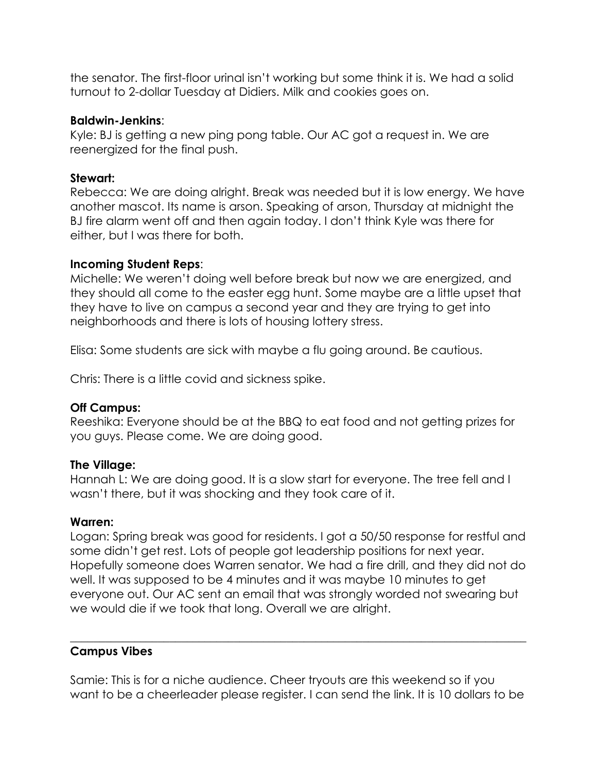the senator. The first-floor urinal isn't working but some think it is. We had a solid turnout to 2-dollar Tuesday at Didiers. Milk and cookies goes on.

**Baldwin-Jenkins**:
Kyle: BJ is getting a new ping pong table. Our AC got a request in. We are reenergized for the final push.

**Stewart:**
Rebecca: We are doing alright. Break was needed but it is low energy. We have another mascot. Its name is arson. Speaking of arson, Thursday at midnight the BJ fire alarm went off and then again today. I don't think Kyle was there for either, but I was there for both.

**Incoming Student Reps**:
Michelle: We weren't doing well before break but now we are energized, and they should all come to the easter egg hunt. Some maybe are a little upset that they have to live on campus a second year and they are trying to get into neighborhoods and there is lots of housing lottery stress.

Elisa: Some students are sick with maybe a flu going around. Be cautious.

Chris: There is a little covid and sickness spike.

**Off Campus:**
Reeshika: Everyone should be at the BBQ to eat food and not getting prizes for you guys. Please come. We are doing good.

**The Village:**
Hannah L: We are doing good. It is a slow start for everyone. The tree fell and I wasn't there, but it was shocking and they took care of it.

**Warren:**
Logan: Spring break was good for residents. I got a 50/50 response for restful and some didn't get rest. Lots of people got leadership positions for next year. Hopefully someone does Warren senator. We had a fire drill, and they did not do well. It was supposed to be 4 minutes and it was maybe 10 minutes to get everyone out. Our AC sent an email that was strongly worded not swearing but we would die if we took that long. Overall we are alright.

---

**Campus Vibes**

Samie: This is for a niche audience. Cheer tryouts are this weekend so if you want to be a cheerleader please register. I can send the link. It is 10 dollars to be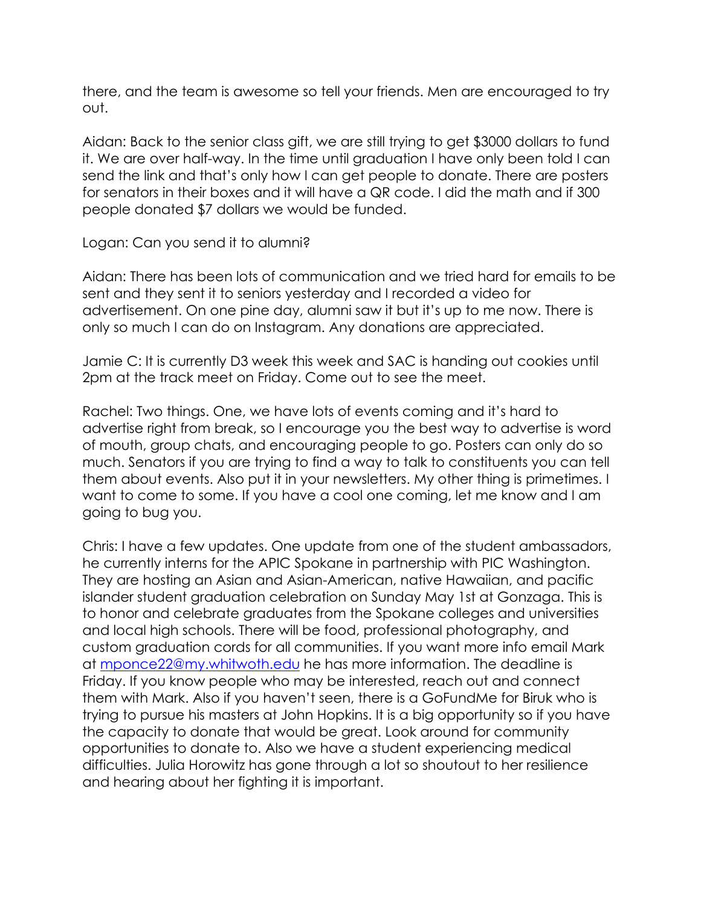there, and the team is awesome so tell your friends. Men are encouraged to try out.

Aidan: Back to the senior class gift, we are still trying to get $3000 dollars to fund it. We are over half-way. In the time until graduation I have only been told I can send the link and that's only how I can get people to donate. There are posters for senators in their boxes and it will have a QR code. I did the math and if 300 people donated $7 dollars we would be funded.

Logan: Can you send it to alumni?

Aidan: There has been lots of communication and we tried hard for emails to be sent and they sent it to seniors yesterday and I recorded a video for advertisement. On one pine day, alumni saw it but it's up to me now. There is only so much I can do on Instagram. Any donations are appreciated.

Jamie C: It is currently D3 week this week and SAC is handing out cookies until 2pm at the track meet on Friday. Come out to see the meet.

Rachel: Two things. One, we have lots of events coming and it's hard to advertise right from break, so I encourage you the best way to advertise is word of mouth, group chats, and encouraging people to go. Posters can only do so much. Senators if you are trying to find a way to talk to constituents you can tell them about events. Also put it in your newsletters. My other thing is primetimes. I want to come to some. If you have a cool one coming, let me know and I am going to bug you.

Chris: I have a few updates. One update from one of the student ambassadors, he currently interns for the APIC Spokane in partnership with PIC Washington. They are hosting an Asian and Asian-American, native Hawaiian, and pacific islander student graduation celebration on Sunday May 1st at Gonzaga. This is to honor and celebrate graduates from the Spokane colleges and universities and local high schools. There will be food, professional photography, and custom graduation cords for all communities. If you want more info email Mark at [mponce22@my.whitwoth.edu](mailto:mponce22@my.whitwoth.edu) he has more information. The deadline is Friday. If you know people who may be interested, reach out and connect them with Mark. Also if you haven't seen, there is a GoFundMe for Biruk who is trying to pursue his masters at John Hopkins. It is a big opportunity so if you have the capacity to donate that would be great. Look around for community opportunities to donate to. Also we have a student experiencing medical difficulties. Julia Horowitz has gone through a lot so shoutout to her resilience and hearing about her fighting it is important.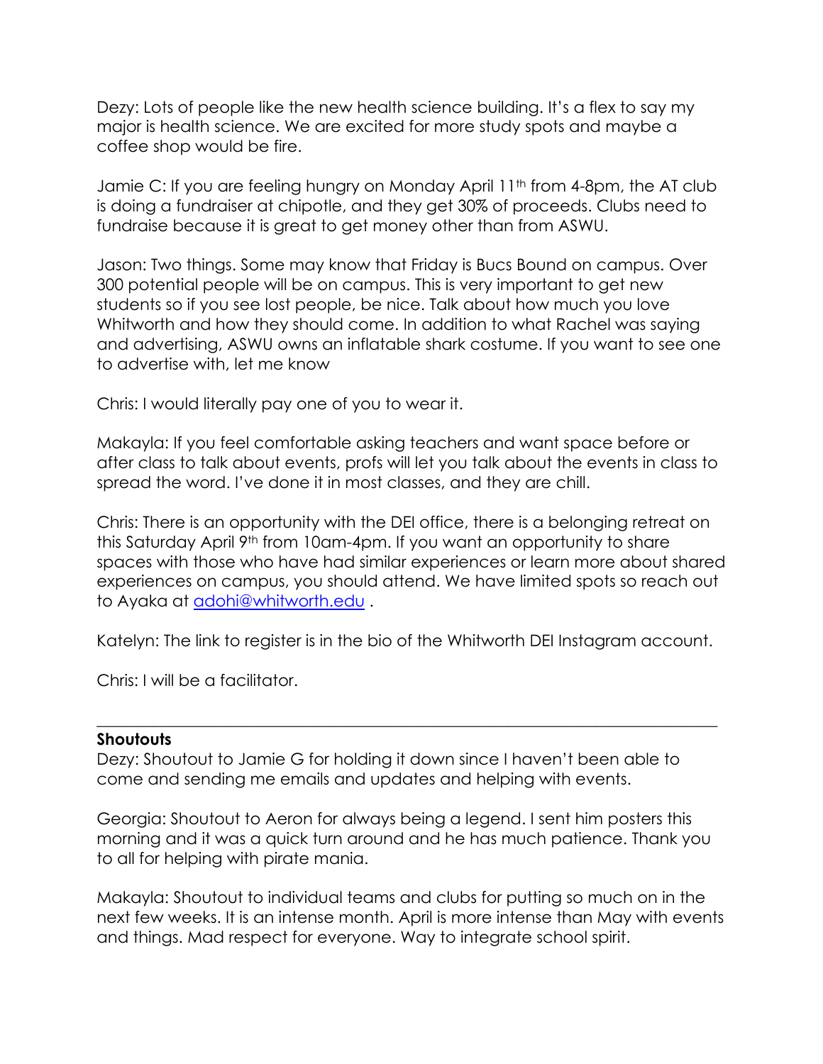Dezy: Lots of people like the new health science building. It's a flex to say my major is health science. We are excited for more study spots and maybe a coffee shop would be fire.

Jamie C: If you are feeling hungry on Monday April 11th from 4-8pm, the AT club is doing a fundraiser at chipotle, and they get 30% of proceeds. Clubs need to fundraise because it is great to get money other than from ASWU.

Jason: Two things. Some may know that Friday is Bucs Bound on campus. Over 300 potential people will be on campus. This is very important to get new students so if you see lost people, be nice. Talk about how much you love Whitworth and how they should come. In addition to what Rachel was saying and advertising, ASWU owns an inflatable shark costume. If you want to see one to advertise with, let me know

Chris: I would literally pay one of you to wear it.

Makayla: If you feel comfortable asking teachers and want space before or after class to talk about events, profs will let you talk about the events in class to spread the word. I've done it in most classes, and they are chill.

Chris: There is an opportunity with the DEI office, there is a belonging retreat on this Saturday April 9th from 10am-4pm. If you want an opportunity to share spaces with those who have had similar experiences or learn more about shared experiences on campus, you should attend. We have limited spots so reach out to Ayaka at [adohi@whitworth.edu](mailto:adohi@whitworth.edu) .

Katelyn: The link to register is in the bio of the Whitworth DEI Instagram account.

Chris: I will be a facilitator.

---

**Shoutouts**

Dezy: Shoutout to Jamie G for holding it down since I haven't been able to come and sending me emails and updates and helping with events.

Georgia: Shoutout to Aeron for always being a legend. I sent him posters this morning and it was a quick turn around and he has much patience. Thank you to all for helping with pirate mania.

Makayla: Shoutout to individual teams and clubs for putting so much on in the next few weeks. It is an intense month. April is more intense than May with events and things. Mad respect for everyone. Way to integrate school spirit.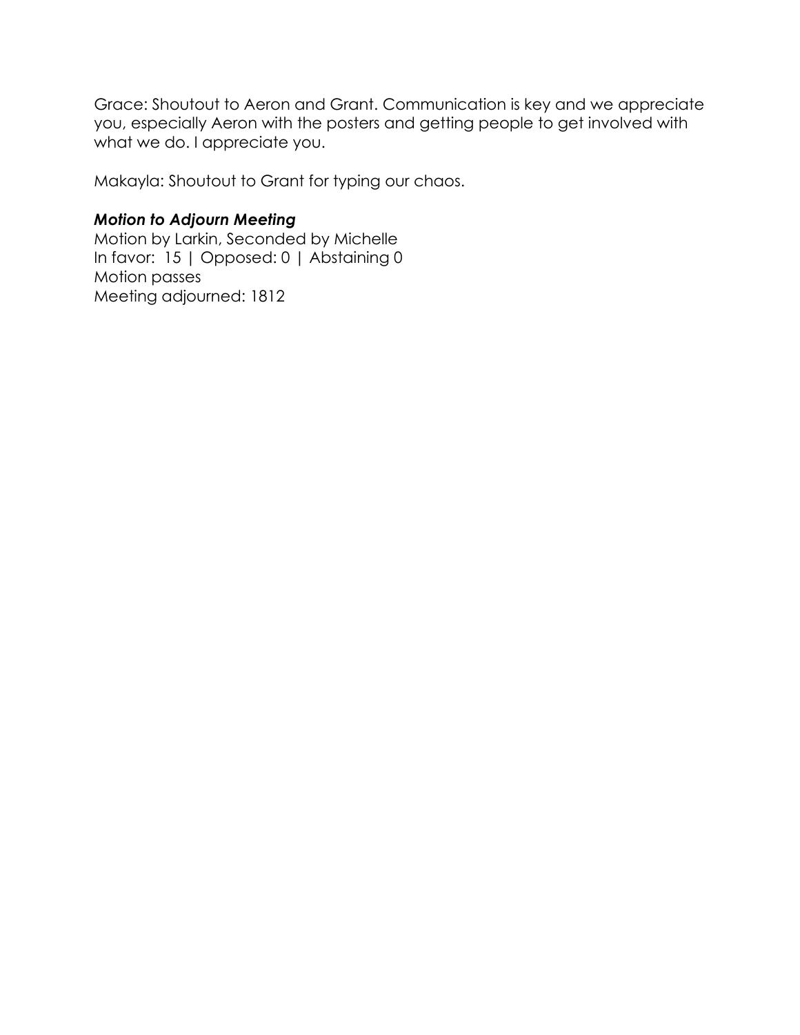Grace: Shoutout to Aeron and Grant. Communication is key and we appreciate you, especially Aeron with the posters and getting people to get involved with what we do. I appreciate you.

Makayla: Shoutout to Grant for typing our chaos.

***Motion to Adjourn Meeting***

Motion by Larkin, Seconded by Michelle
In favor: 15 | Opposed: 0 | Abstaining 0
Motion passes
Meeting adjourned: 1812